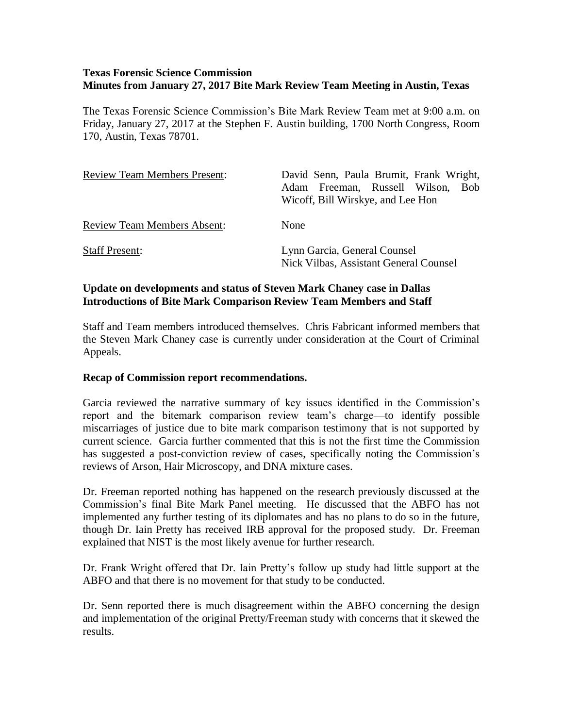**Texas Forensic Science Commission**
**Minutes from January 27, 2017 Bite Mark Review Team Meeting in Austin, Texas**

The Texas Forensic Science Commission's Bite Mark Review Team met at 9:00 a.m. on Friday, January 27, 2017 at the Stephen F. Austin building, 1700 North Congress, Room 170, Austin, Texas 78701.

| | |
|---|---|
| Review Team Members Present: | David Senn, Paula Brumit, Frank Wright, Adam Freeman, Russell Wilson, Bob Wicoff, Bill Wirskye, and Lee Hon |
| Review Team Members Absent: | None |
| Staff Present: | Lynn Garcia, General Counsel<br>Nick Vilbas, Assistant General Counsel |

**Update on developments and status of Steven Mark Chaney case in Dallas**
**Introductions of Bite Mark Comparison Review Team Members and Staff**

Staff and Team members introduced themselves. Chris Fabricant informed members that the Steven Mark Chaney case is currently under consideration at the Court of Criminal Appeals.

**Recap of Commission report recommendations.**

Garcia reviewed the narrative summary of key issues identified in the Commission's report and the bitemark comparison review team's charge—to identify possible miscarriages of justice due to bite mark comparison testimony that is not supported by current science. Garcia further commented that this is not the first time the Commission has suggested a post-conviction review of cases, specifically noting the Commission's reviews of Arson, Hair Microscopy, and DNA mixture cases.

Dr. Freeman reported nothing has happened on the research previously discussed at the Commission's final Bite Mark Panel meeting. He discussed that the ABFO has not implemented any further testing of its diplomates and has no plans to do so in the future, though Dr. Iain Pretty has received IRB approval for the proposed study. Dr. Freeman explained that NIST is the most likely avenue for further research.

Dr. Frank Wright offered that Dr. Iain Pretty's follow up study had little support at the ABFO and that there is no movement for that study to be conducted.

Dr. Senn reported there is much disagreement within the ABFO concerning the design and implementation of the original Pretty/Freeman study with concerns that it skewed the results.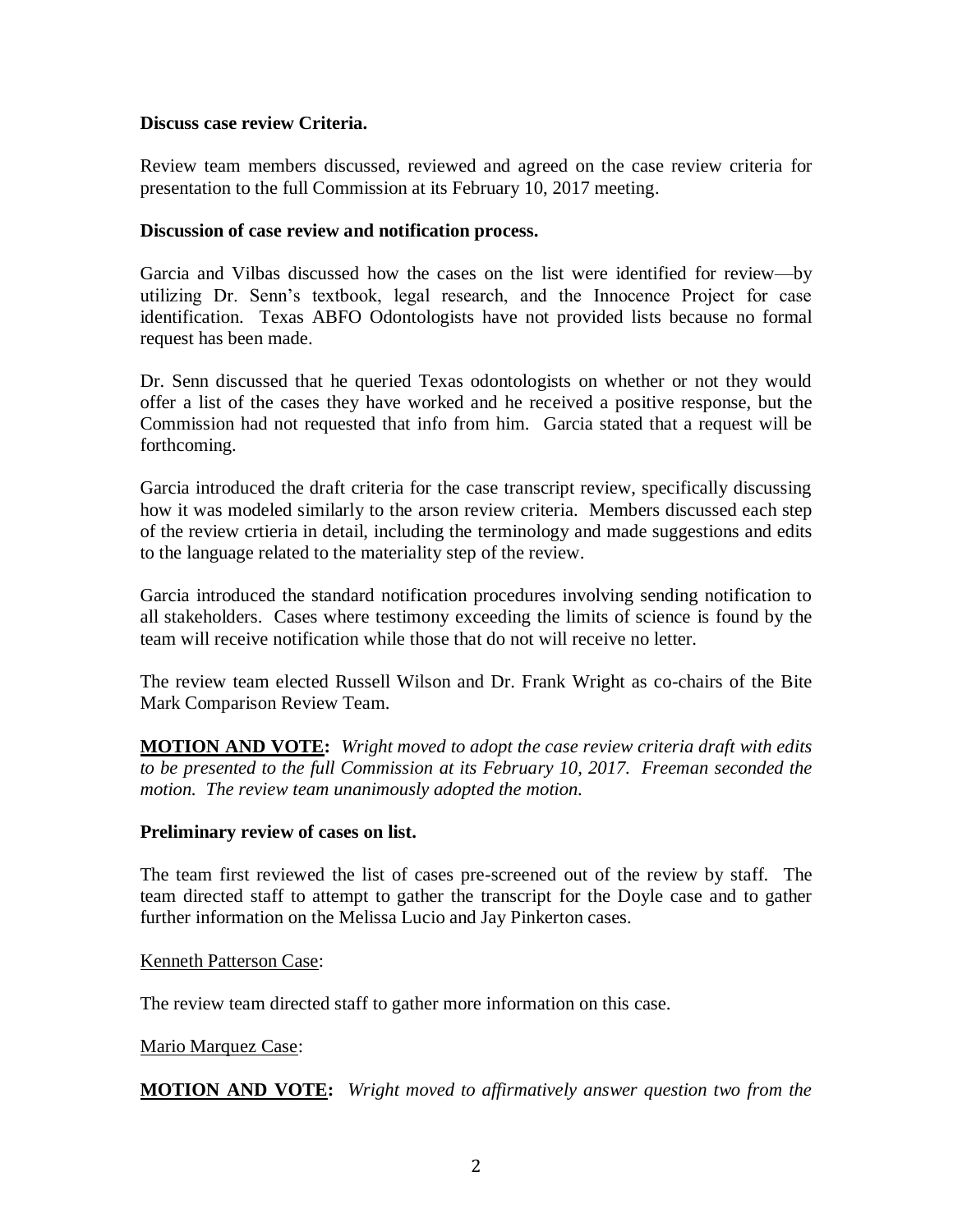**Discuss case review Criteria.**

Review team members discussed, reviewed and agreed on the case review criteria for presentation to the full Commission at its February 10, 2017 meeting.

**Discussion of case review and notification process.**

Garcia and Vilbas discussed how the cases on the list were identified for review—by utilizing Dr. Senn's textbook, legal research, and the Innocence Project for case identification. Texas ABFO Odontologists have not provided lists because no formal request has been made.

Dr. Senn discussed that he queried Texas odontologists on whether or not they would offer a list of the cases they have worked and he received a positive response, but the Commission had not requested that info from him. Garcia stated that a request will be forthcoming.

Garcia introduced the draft criteria for the case transcript review, specifically discussing how it was modeled similarly to the arson review criteria. Members discussed each step of the review crtieria in detail, including the terminology and made suggestions and edits to the language related to the materiality step of the review.

Garcia introduced the standard notification procedures involving sending notification to all stakeholders. Cases where testimony exceeding the limits of science is found by the team will receive notification while those that do not will receive no letter.

The review team elected Russell Wilson and Dr. Frank Wright as co-chairs of the Bite Mark Comparison Review Team.

**<u>MOTION AND VOTE</u>:** *Wright moved to adopt the case review criteria draft with edits to be presented to the full Commission at its February 10, 2017. Freeman seconded the motion. The review team unanimously adopted the motion.*

**Preliminary review of cases on list.**

The team first reviewed the list of cases pre-screened out of the review by staff. The team directed staff to attempt to gather the transcript for the Doyle case and to gather further information on the Melissa Lucio and Jay Pinkerton cases.

<u>Kenneth Patterson Case</u>:

The review team directed staff to gather more information on this case.

<u>Mario Marquez Case</u>:

**<u>MOTION AND VOTE</u>:** *Wright moved to affirmatively answer question two from the*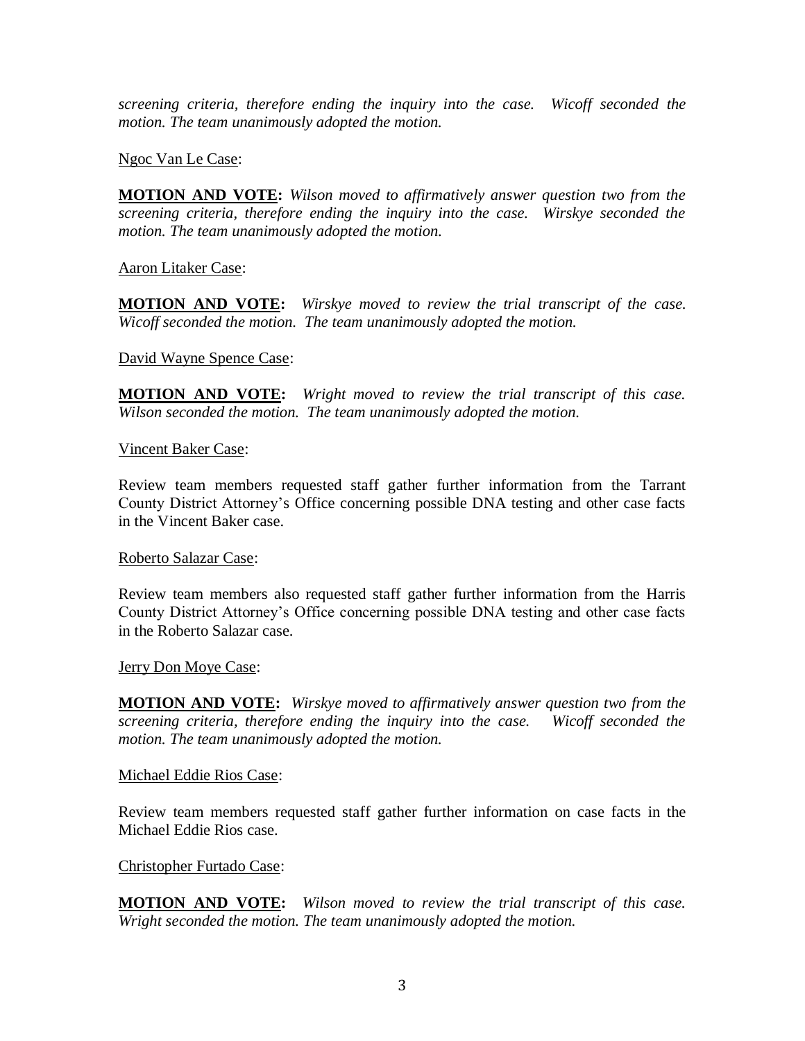*screening criteria, therefore ending the inquiry into the case. Wicoff seconded the motion. The team unanimously adopted the motion.*

Ngoc Van Le Case:

**MOTION AND VOTE:** *Wilson moved to affirmatively answer question two from the screening criteria, therefore ending the inquiry into the case. Wirskye seconded the motion. The team unanimously adopted the motion.*

Aaron Litaker Case:

**MOTION AND VOTE:** *Wirskye moved to review the trial transcript of the case. Wicoff seconded the motion. The team unanimously adopted the motion.*

David Wayne Spence Case:

**MOTION AND VOTE:** *Wright moved to review the trial transcript of this case. Wilson seconded the motion. The team unanimously adopted the motion.*

Vincent Baker Case:

Review team members requested staff gather further information from the Tarrant County District Attorney's Office concerning possible DNA testing and other case facts in the Vincent Baker case.

Roberto Salazar Case:

Review team members also requested staff gather further information from the Harris County District Attorney's Office concerning possible DNA testing and other case facts in the Roberto Salazar case.

Jerry Don Moye Case:

**MOTION AND VOTE:** *Wirskye moved to affirmatively answer question two from the screening criteria, therefore ending the inquiry into the case. Wicoff seconded the motion. The team unanimously adopted the motion.*

Michael Eddie Rios Case:

Review team members requested staff gather further information on case facts in the Michael Eddie Rios case.

Christopher Furtado Case:

**MOTION AND VOTE:** *Wilson moved to review the trial transcript of this case. Wright seconded the motion. The team unanimously adopted the motion.*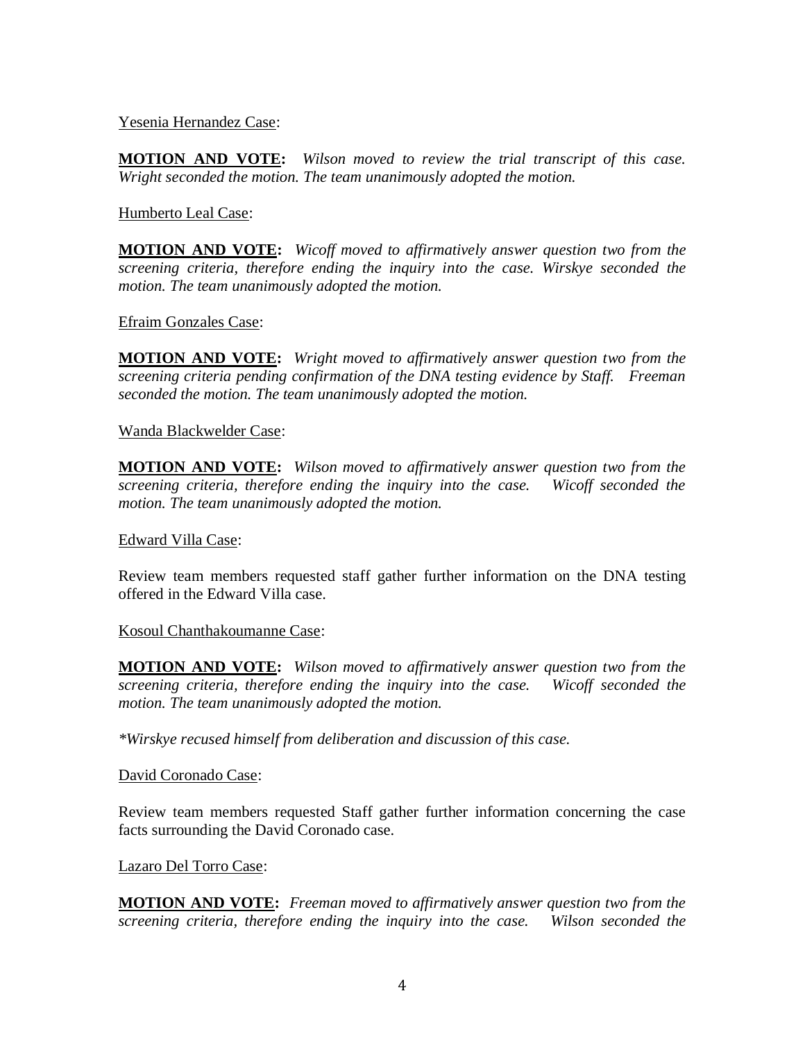<u>Yesenia Hernandez Case</u>:

**MOTION AND VOTE:** *Wilson moved to review the trial transcript of this case. Wright seconded the motion. The team unanimously adopted the motion.*

<u>Humberto Leal Case</u>:

**MOTION AND VOTE:** *Wicoff moved to affirmatively answer question two from the screening criteria, therefore ending the inquiry into the case. Wirskye seconded the motion. The team unanimously adopted the motion.*

<u>Efraim Gonzales Case</u>:

**MOTION AND VOTE:** *Wright moved to affirmatively answer question two from the screening criteria pending confirmation of the DNA testing evidence by Staff. Freeman seconded the motion. The team unanimously adopted the motion.*

<u>Wanda Blackwelder Case</u>:

**MOTION AND VOTE:** *Wilson moved to affirmatively answer question two from the screening criteria, therefore ending the inquiry into the case. Wicoff seconded the motion. The team unanimously adopted the motion.*

<u>Edward Villa Case</u>:

Review team members requested staff gather further information on the DNA testing offered in the Edward Villa case.

<u>Kosoul Chanthakoumanne Case</u>:

**MOTION AND VOTE:** *Wilson moved to affirmatively answer question two from the screening criteria, therefore ending the inquiry into the case. Wicoff seconded the motion. The team unanimously adopted the motion.*

*\*Wirskye recused himself from deliberation and discussion of this case.*

<u>David Coronado Case</u>:

Review team members requested Staff gather further information concerning the case facts surrounding the David Coronado case.

<u>Lazaro Del Torro Case</u>:

**MOTION AND VOTE:** *Freeman moved to affirmatively answer question two from the screening criteria, therefore ending the inquiry into the case. Wilson seconded the*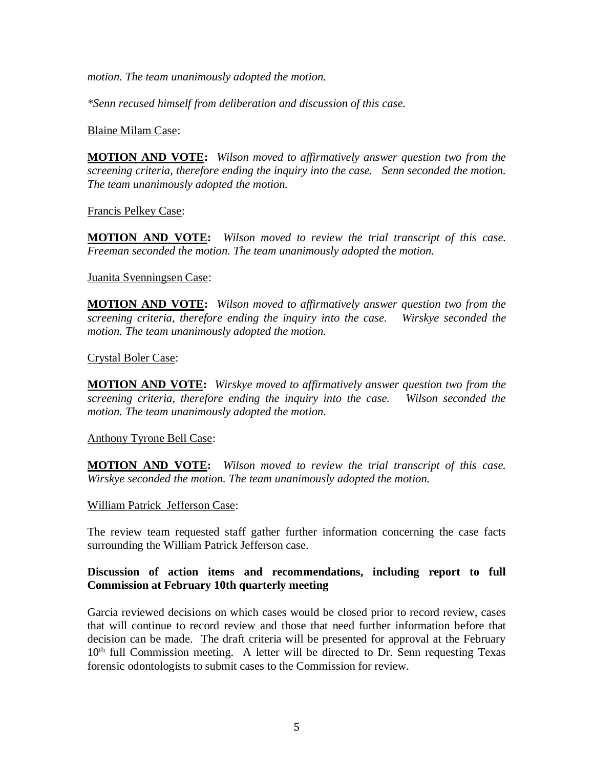*motion. The team unanimously adopted the motion.*

*\*Senn recused himself from deliberation and discussion of this case.*

Blaine Milam Case:

**MOTION AND VOTE:** *Wilson moved to affirmatively answer question two from the screening criteria, therefore ending the inquiry into the case. Senn seconded the motion. The team unanimously adopted the motion.*

Francis Pelkey Case:

**MOTION AND VOTE:** *Wilson moved to review the trial transcript of this case. Freeman seconded the motion. The team unanimously adopted the motion.*

Juanita Svenningsen Case:

**MOTION AND VOTE:** *Wilson moved to affirmatively answer question two from the screening criteria, therefore ending the inquiry into the case. Wirskye seconded the motion. The team unanimously adopted the motion.*

Crystal Boler Case:

**MOTION AND VOTE:** *Wirskye moved to affirmatively answer question two from the screening criteria, therefore ending the inquiry into the case. Wilson seconded the motion. The team unanimously adopted the motion.*

Anthony Tyrone Bell Case:

**MOTION AND VOTE:** *Wilson moved to review the trial transcript of this case. Wirskye seconded the motion. The team unanimously adopted the motion.*

William Patrick Jefferson Case:

The review team requested staff gather further information concerning the case facts surrounding the William Patrick Jefferson case.

**Discussion of action items and recommendations, including report to full Commission at February 10th quarterly meeting**

Garcia reviewed decisions on which cases would be closed prior to record review, cases that will continue to record review and those that need further information before that decision can be made. The draft criteria will be presented for approval at the February 10th full Commission meeting. A letter will be directed to Dr. Senn requesting Texas forensic odontologists to submit cases to the Commission for review.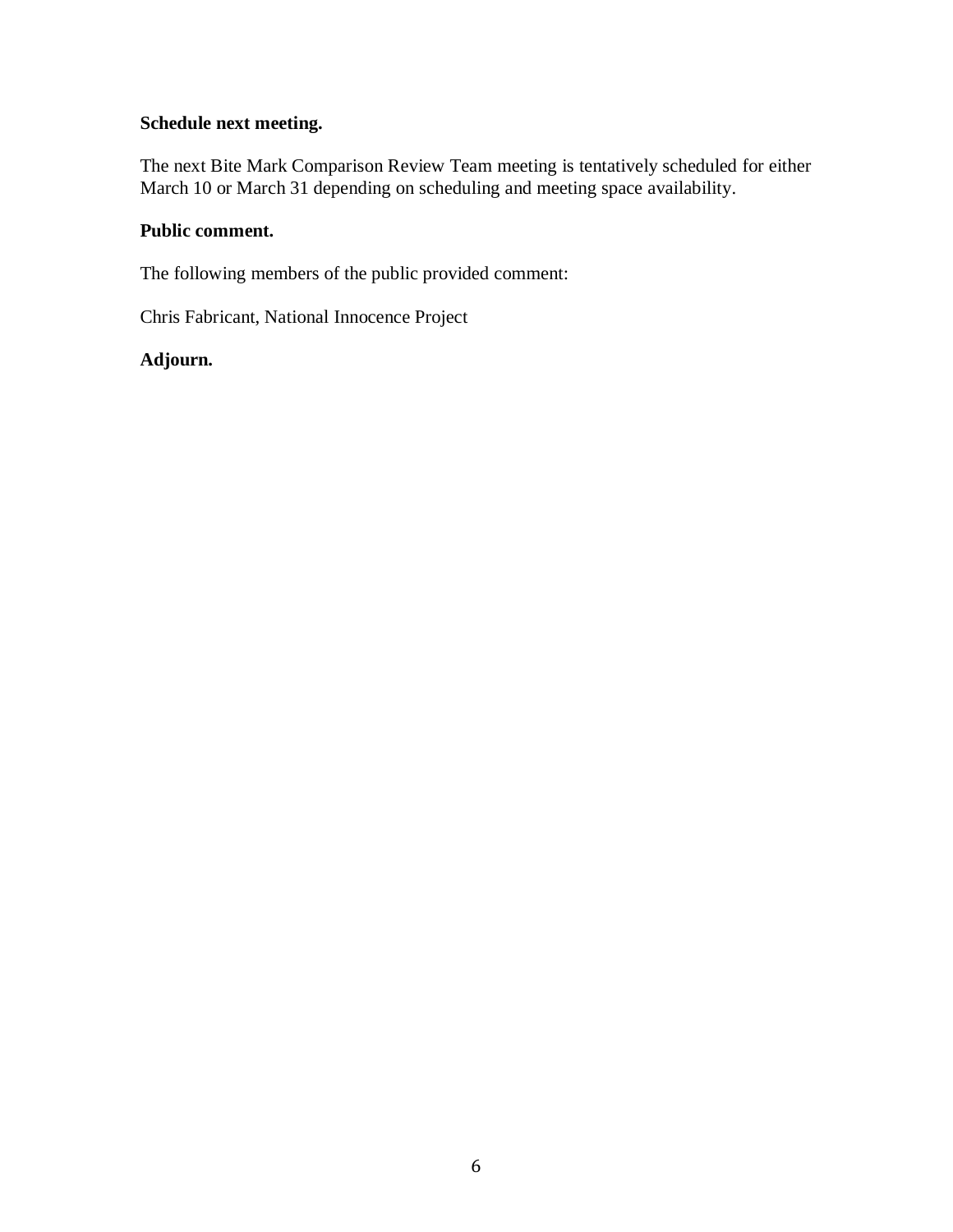**Schedule next meeting.**

The next Bite Mark Comparison Review Team meeting is tentatively scheduled for either March 10 or March 31 depending on scheduling and meeting space availability.

**Public comment.**

The following members of the public provided comment:

Chris Fabricant, National Innocence Project

**Adjourn.**